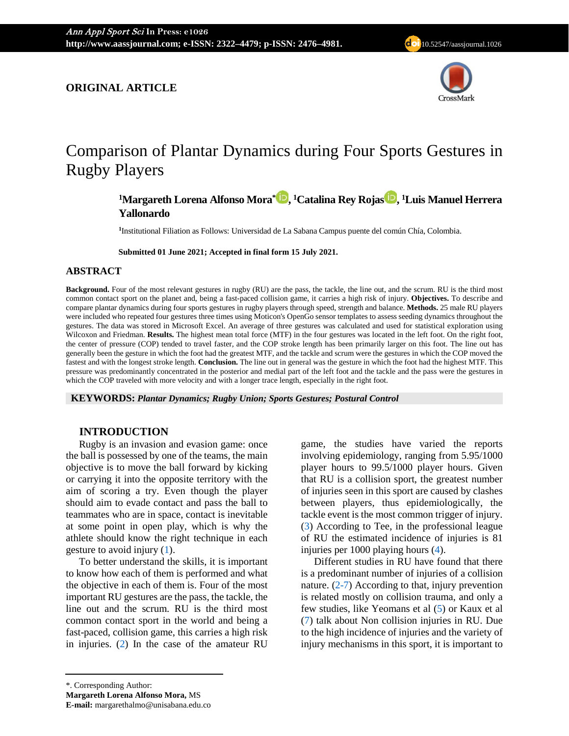**ORIGINAL ARTICLE**

# Comparison of Plantar Dynamics during Four Sports Gestures in Rugby Players

**[1]Margareth Lorena Alfonso Mora[*], [1]Catalina Rey Rojas, [1]Luis Manuel Herrera Yallonardo**

[1]Institutional Filiation as Follows: Universidad de La Sabana Campus puente del común Chía, Colombia.

**Submitted 01 June 2021; Accepted in final form 15 July 2021.**

## ABSTRACT

**Background.** Four of the most relevant gestures in rugby (RU) are the pass, the tackle, the line out, and the scrum. RU is the third most common contact sport on the planet and, being a fast-paced collision game, it carries a high risk of injury. **Objectives.** To describe and compare plantar dynamics during four sports gestures in rugby players through speed, strength and balance. **Methods.** 25 male RU players were included who repeated four gestures three times using Moticon's OpenGo sensor templates to assess seeding dynamics throughout the gestures. The data was stored in Microsoft Excel. An average of three gestures was calculated and used for statistical exploration using Wilcoxon and Friedman. **Results.** The highest mean total force (MTF) in the four gestures was located in the left foot. On the right foot, the center of pressure (COP) tended to travel faster, and the COP stroke length has been primarily larger on this foot. The line out has generally been the gesture in which the foot had the greatest MTF, and the tackle and scrum were the gestures in which the COP moved the fastest and with the longest stroke length. **Conclusion.** The line out in general was the gesture in which the foot had the highest MTF. This pressure was predominantly concentrated in the posterior and medial part of the left foot and the tackle and the pass were the gestures in which the COP traveled with more velocity and with a longer trace length, especially in the right foot.

**KEYWORDS:** ***Plantar Dynamics; Rugby Union; Sports Gestures; Postural Control***

## INTRODUCTION

Rugby is an invasion and evasion game: once the ball is possessed by one of the teams, the main objective is to move the ball forward by kicking or carrying it into the opposite territory with the aim of scoring a try. Even though the player should aim to evade contact and pass the ball to teammates who are in space, contact is inevitable at some point in open play, which is why the athlete should know the right technique in each gesture to avoid injury (1).

To better understand the skills, it is important to know how each of them is performed and what the objective in each of them is. Four of the most important RU gestures are the pass, the tackle, the line out and the scrum. RU is the third most common contact sport in the world and being a fast-paced, collision game, this carries a high risk in injuries. (2) In the case of the amateur RU game, the studies have varied the reports involving epidemiology, ranging from 5.95/1000 player hours to 99.5/1000 player hours. Given that RU is a collision sport, the greatest number of injuries seen in this sport are caused by clashes between players, thus epidemiologically, the tackle event is the most common trigger of injury. (3) According to Tee, in the professional league of RU the estimated incidence of injuries is 81 injuries per 1000 playing hours (4).

Different studies in RU have found that there is a predominant number of injuries of a collision nature. (2-7) According to that, injury prevention is related mostly on collision trauma, and only a few studies, like Yeomans et al (5) or Kaux et al (7) talk about Non collision injuries in RU. Due to the high incidence of injuries and the variety of injury mechanisms in this sport, it is important to

---

*. Corresponding Author:
**Margareth Lorena Alfonso Mora,** MS
**E-mail:** margarethalmo@unisabana.edu.co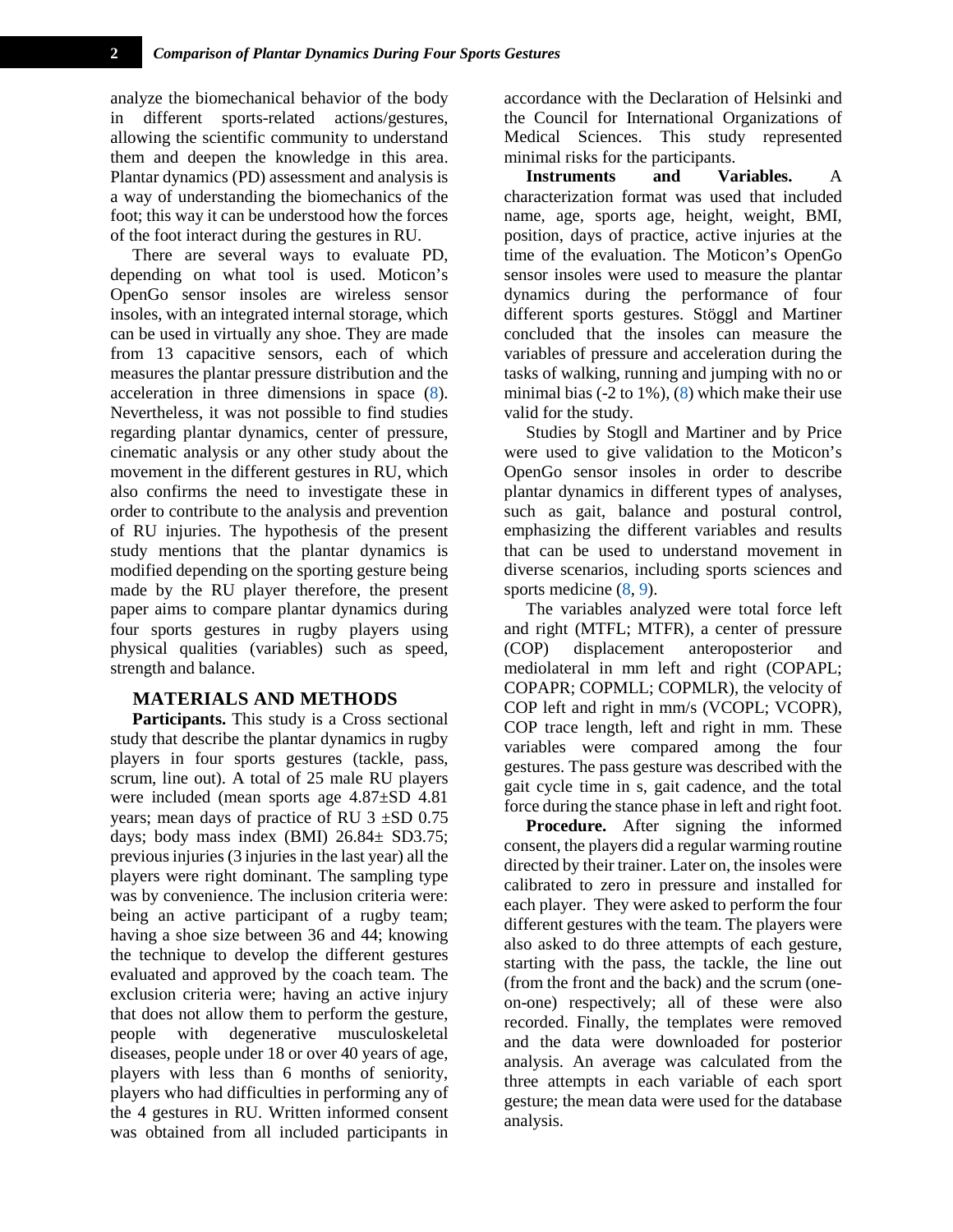analyze the biomechanical behavior of the body in different sports-related actions/gestures, allowing the scientific community to understand them and deepen the knowledge in this area. Plantar dynamics (PD) assessment and analysis is a way of understanding the biomechanics of the foot; this way it can be understood how the forces of the foot interact during the gestures in RU.

There are several ways to evaluate PD, depending on what tool is used. Moticon's OpenGo sensor insoles are wireless sensor insoles, with an integrated internal storage, which can be used in virtually any shoe. They are made from 13 capacitive sensors, each of which measures the plantar pressure distribution and the acceleration in three dimensions in space (8). Nevertheless, it was not possible to find studies regarding plantar dynamics, center of pressure, cinematic analysis or any other study about the movement in the different gestures in RU, which also confirms the need to investigate these in order to contribute to the analysis and prevention of RU injuries. The hypothesis of the present study mentions that the plantar dynamics is modified depending on the sporting gesture being made by the RU player therefore, the present paper aims to compare plantar dynamics during four sports gestures in rugby players using physical qualities (variables) such as speed, strength and balance.

## MATERIALS AND METHODS

**Participants.** This study is a Cross sectional study that describe the plantar dynamics in rugby players in four sports gestures (tackle, pass, scrum, line out). A total of 25 male RU players were included (mean sports age 4.87±SD 4.81 years; mean days of practice of RU 3 ±SD 0.75 days; body mass index (BMI) 26.84± SD3.75; previous injuries (3 injuries in the last year) all the players were right dominant. The sampling type was by convenience. The inclusion criteria were: being an active participant of a rugby team; having a shoe size between 36 and 44; knowing the technique to develop the different gestures evaluated and approved by the coach team. The exclusion criteria were; having an active injury that does not allow them to perform the gesture, people with degenerative musculoskeletal diseases, people under 18 or over 40 years of age, players with less than 6 months of seniority, players who had difficulties in performing any of the 4 gestures in RU. Written informed consent was obtained from all included participants in accordance with the Declaration of Helsinki and the Council for International Organizations of Medical Sciences. This study represented minimal risks for the participants.

**Instruments and Variables.** A characterization format was used that included name, age, sports age, height, weight, BMI, position, days of practice, active injuries at the time of the evaluation. The Moticon's OpenGo sensor insoles were used to measure the plantar dynamics during the performance of four different sports gestures. Stöggl and Martiner concluded that the insoles can measure the variables of pressure and acceleration during the tasks of walking, running and jumping with no or minimal bias (-2 to 1%), (8) which make their use valid for the study.

Studies by Stogll and Martiner and by Price were used to give validation to the Moticon's OpenGo sensor insoles in order to describe plantar dynamics in different types of analyses, such as gait, balance and postural control, emphasizing the different variables and results that can be used to understand movement in diverse scenarios, including sports sciences and sports medicine (8, 9).

The variables analyzed were total force left and right (MTFL; MTFR), a center of pressure (COP) displacement anteroposterior and mediolateral in mm left and right (COPAPL; COPAPR; COPMLL; COPMLR), the velocity of COP left and right in mm/s (VCOPL; VCOPR), COP trace length, left and right in mm. These variables were compared among the four gestures. The pass gesture was described with the gait cycle time in s, gait cadence, and the total force during the stance phase in left and right foot.

**Procedure.** After signing the informed consent, the players did a regular warming routine directed by their trainer. Later on, the insoles were calibrated to zero in pressure and installed for each player. They were asked to perform the four different gestures with the team. The players were also asked to do three attempts of each gesture, starting with the pass, the tackle, the line out (from the front and the back) and the scrum (one-on-one) respectively; all of these were also recorded. Finally, the templates were removed and the data were downloaded for posterior analysis. An average was calculated from the three attempts in each variable of each sport gesture; the mean data were used for the database analysis.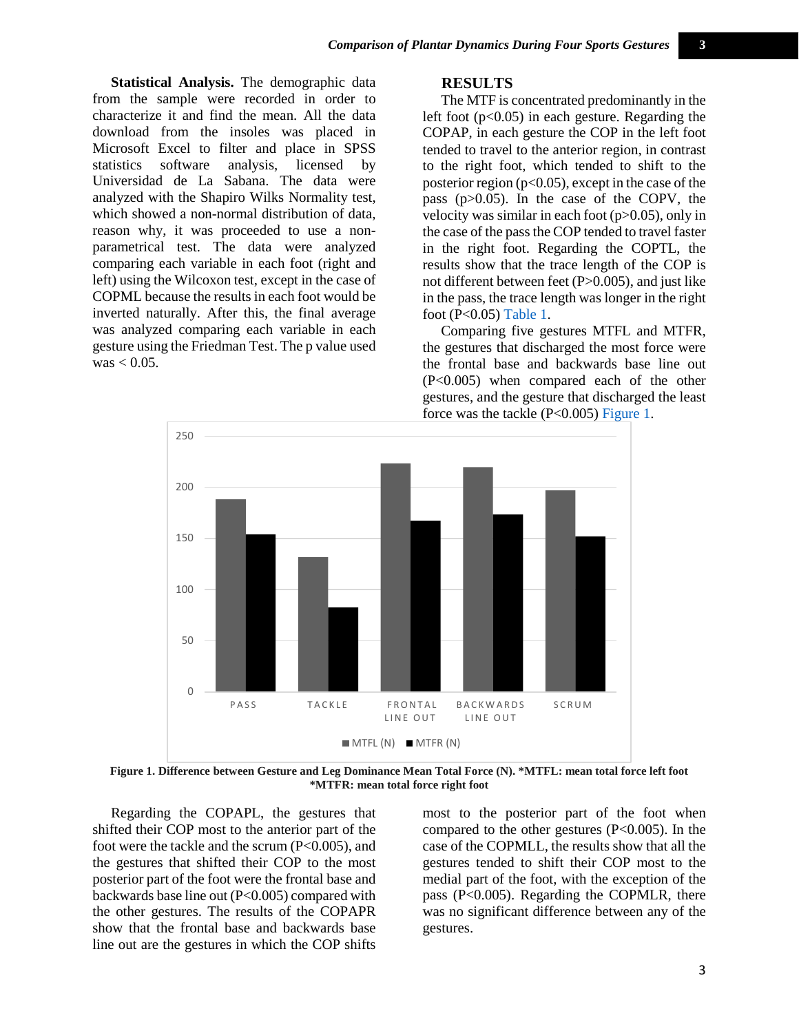**Statistical Analysis.** The demographic data from the sample were recorded in order to characterize it and find the mean. All the data download from the insoles was placed in Microsoft Excel to filter and place in SPSS statistics software analysis, licensed by Universidad de La Sabana. The data were analyzed with the Shapiro Wilks Normality test, which showed a non-normal distribution of data, reason why, it was proceeded to use a non-parametrical test. The data were analyzed comparing each variable in each foot (right and left) using the Wilcoxon test, except in the case of COPML because the results in each foot would be inverted naturally. After this, the final average was analyzed comparing each variable in each gesture using the Friedman Test. The p value used was $< 0.05$.

## RESULTS

The MTF is concentrated predominantly in the left foot ($p<0.05$) in each gesture. Regarding the COPAP, in each gesture the COP in the left foot tended to travel to the anterior region, in contrast to the right foot, which tended to shift to the posterior region ($p<0.05$), except in the case of the pass ($p>0.05$). In the case of the COPV, the velocity was similar in each foot ($p>0.05$), only in the case of the pass the COP tended to travel faster in the right foot. Regarding the COPTL, the results show that the trace length of the COP is not different between feet ($P>0.005$), and just like in the pass, the trace length was longer in the right foot ($P<0.05$) Table 1.

Comparing five gestures MTFL and MTFR, the gestures that discharged the most force were the frontal base and backwards base line out ($P<0.005$) when compared each of the other gestures, and the gesture that discharged the least force was the tackle ($P<0.005$) Figure 1.

**Figure 1. Difference between Gesture and Leg Dominance Mean Total Force (N). *MTFL: mean total force left foot *MTFR: mean total force right foot**

Regarding the COPAPL, the gestures that shifted their COP most to the anterior part of the foot were the tackle and the scrum ($P<0.005$), and the gestures that shifted their COP to the most posterior part of the foot were the frontal base and backwards base line out ($P<0.005$) compared with the other gestures. The results of the COPAPR show that the frontal base and backwards base line out are the gestures in which the COP shifts most to the posterior part of the foot when compared to the other gestures ($P<0.005$). In the case of the COPMLL, the results show that all the gestures tended to shift their COP most to the medial part of the foot, with the exception of the pass ($P<0.005$). Regarding the COPMLR, there was no significant difference between any of the gestures.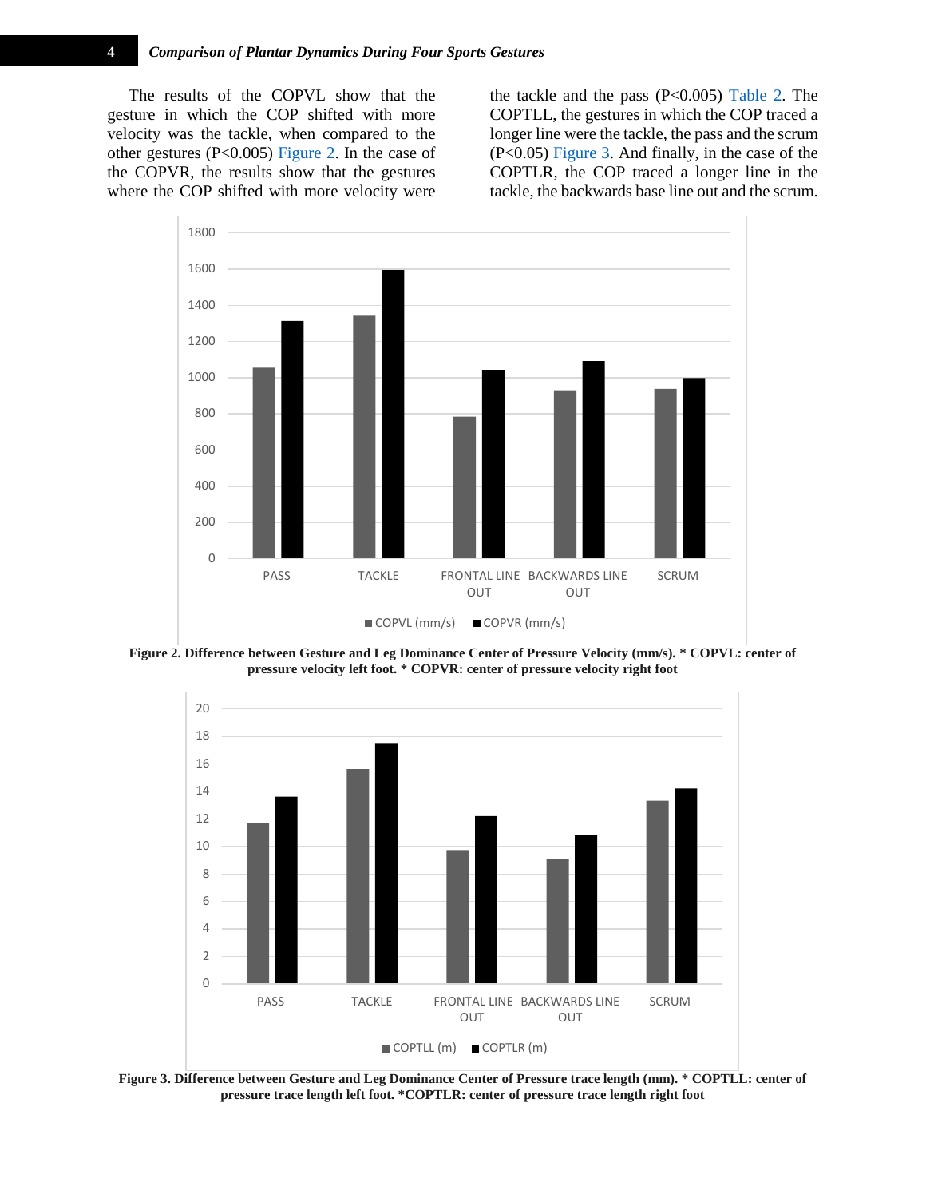The results of the COPVL show that the gesture in which the COP shifted with more velocity was the tackle, when compared to the other gestures ($P<0.005$) Figure 2. In the case of the COPVR, the results show that the gestures where the COP shifted with more velocity were the tackle and the pass ($P<0.005$) Table 2. The COPTLL, the gestures in which the COP traced a longer line were the tackle, the pass and the scrum ($P<0.05$) Figure 3. And finally, in the case of the COPTLR, the COP traced a longer line in the tackle, the backwards base line out and the scrum.

**Figure 2. Difference between Gesture and Leg Dominance Center of Pressure Velocity (mm/s). * COPVL: center of pressure velocity left foot. * COPVR: center of pressure velocity right foot**

**Figure 3. Difference between Gesture and Leg Dominance Center of Pressure trace length (mm). * COPTLL: center of pressure trace length left foot. *COPTLR: center of pressure trace length right foot**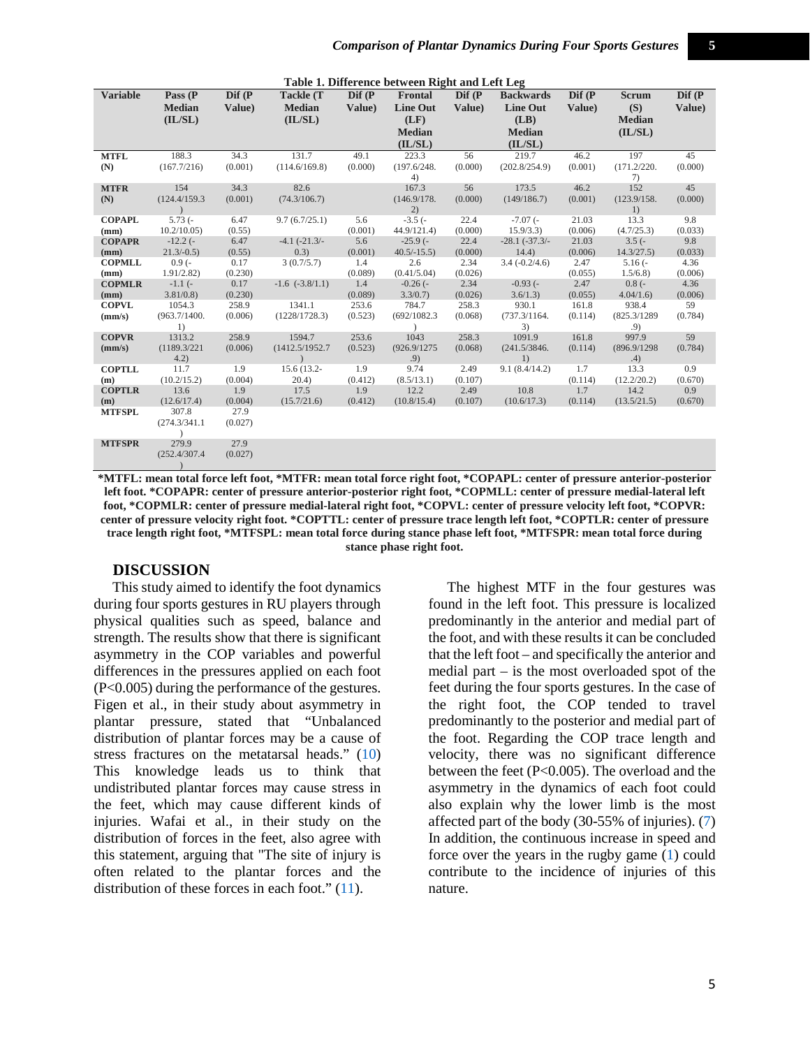**Table 1. Difference between Right and Left Leg**

| Variable | Pass (P Median (IL/SL) | Dif (P Value) | Tackle (T Median (IL/SL) | Dif (P Value) | Frontal Line Out (LF) Median (IL/SL) | Dif (P Value) | Backwards Line Out (LB) Median (IL/SL) | Dif (P Value) | Scrum (S) Median (IL/SL) | Dif (P Value) |
|---|---|---|---|---|---|---|---|---|---|---|
| MTFL (N) | 188.3 (167.7/216) | 34.3 (0.001) | 131.7 (114.6/169.8) | 49.1 (0.000) | 223.3 (197.6/248.4) | 56 (0.000) | 219.7 (202.8/254.9) | 46.2 (0.001) | 197 (171.2/220.7) | 45 (0.000) |
| MTFR (N) | 154 (124.4/159.3) | 34.3 (0.001) | 82.6 (74.3/106.7) | | 167.3 (146.9/178.2) | 56 (0.000) | 173.5 (149/186.7) | 46.2 (0.001) | 152 (123.9/158.1) | 45 (0.000) |
| COPAPL (mm) | 5.73 (-10.2/10.05) | 6.47 (0.55) | 9.7 (6.7/25.1) | 5.6 (0.001) | -3.5 (-44.9/121.4) | 22.4 (0.000) | -7.07 (-15.9/3.3) | 21.03 (0.006) | 13.3 (4.7/25.3) | 9.8 (0.033) |
| COPAPR (mm) | -12.2 (-21.3/-0.5) | 6.47 (0.55) | -4.1 (-21.3/-0.3) | 5.6 (0.001) | -25.9 (-40.5/-15.5) | 22.4 (0.000) | -28.1 (-37.3/-14.4) | 21.03 (0.006) | 3.5 (-14.3/27.5) | 9.8 (0.033) |
| COPMLL (mm) | 0.9 (-1.91/2.82) | 0.17 (0.230) | 3 (0.7/5.7) | 1.4 (0.089) | 2.6 (0.41/5.04) | 2.34 (0.026) | 3.4 (-0.2/4.6) | 2.47 (0.055) | 5.16 (-1.5/6.8) | 4.36 (0.006) |
| COPMLR (mm) | -1.1 (-3.81/0.8) | 0.17 (0.230) | -1.6 (-3.8/1.1) | 1.4 (0.089) | -0.26 (-3.3/0.7) | 2.34 (0.026) | -0.93 (-3.6/1.3) | 2.47 (0.055) | 0.8 (-4.04/1.6) | 4.36 (0.006) |
| COPVL (mm/s) | 1054.3 (963.7/1400.1) | 258.9 (0.006) | 1341.1 (1228/1728.3) | 253.6 (0.523) | 784.7 (692/1082.3) | 258.3 (0.068) | 930.1 (737.3/1164.3) | 161.8 (0.114) | 938.4 (825.3/1289.9) | 59 (0.784) |
| COPVR (mm/s) | 1313.2 (1189.3/2214.2) | 258.9 (0.006) | 1594.7 (1412.5/1952.7) | 253.6 (0.523) | 1043 (926.9/1275.9) | 258.3 (0.068) | 1091.9 (241.5/3846.1) | 161.8 (0.114) | 997.9 (896.9/1298.4) | 59 (0.784) |
| COPTLL (m) | 11.7 (10.2/15.2) | 1.9 (0.004) | 15.6 (13.2-20.4) | 1.9 (0.412) | 9.74 (8.5/13.1) | 2.49 (0.107) | 9.1 (8.4/14.2) | 1.7 (0.114) | 13.3 (12.2/20.2) | 0.9 (0.670) |
| COPTLR (m) | 13.6 (12.6/17.4) | 1.9 (0.004) | 17.5 (15.7/21.6) | 1.9 (0.412) | 12.2 (10.8/15.4) | 2.49 (0.107) | 10.8 (10.6/17.3) | 1.7 (0.114) | 14.2 (13.5/21.5) | 0.9 (0.670) |
| MTFSPL | 307.8 (274.3/341.1) | 27.9 (0.027) | | | | | | | | |
| MTFSPR | 279.9 (252.4/307.4) | 27.9 (0.027) | | | | | | | | |

***MTFL: mean total force left foot, *MTFR: mean total force right foot, *COPAPL: center of pressure anterior-posterior left foot. *COPAPR: center of pressure anterior-posterior right foot, *COPMLL: center of pressure medial-lateral left foot, *COPMLR: center of pressure medial-lateral right foot, *COPVL: center of pressure velocity left foot, *COPVR: center of pressure velocity right foot. *COPTTL: center of pressure trace length left foot, *COPTLR: center of pressure trace length right foot, *MTFSPL: mean total force during stance phase left foot, *MTFSPR: mean total force during stance phase right foot.**

## DISCUSSION

This study aimed to identify the foot dynamics during four sports gestures in RU players through physical qualities such as speed, balance and strength. The results show that there is significant asymmetry in the COP variables and powerful differences in the pressures applied on each foot ($P<0.005$) during the performance of the gestures. Figen et al., in their study about asymmetry in plantar pressure, stated that "Unbalanced distribution of plantar forces may be a cause of stress fractures on the metatarsal heads." (10) This knowledge leads us to think that undistributed plantar forces may cause stress in the feet, which may cause different kinds of injuries. Wafai et al., in their study on the distribution of forces in the feet, also agree with this statement, arguing that "The site of injury is often related to the plantar forces and the distribution of these forces in each foot." (11).

The highest MTF in the four gestures was found in the left foot. This pressure is localized predominantly in the anterior and medial part of the foot, and with these results it can be concluded that the left foot – and specifically the anterior and medial part – is the most overloaded spot of the feet during the four sports gestures. In the case of the right foot, the COP tended to travel predominantly to the posterior and medial part of the foot. Regarding the COP trace length and velocity, there was no significant difference between the feet ($P<0.005$). The overload and the asymmetry in the dynamics of each foot could also explain why the lower limb is the most affected part of the body (30-55% of injuries). (7) In addition, the continuous increase in speed and force over the years in the rugby game (1) could contribute to the incidence of injuries of this nature.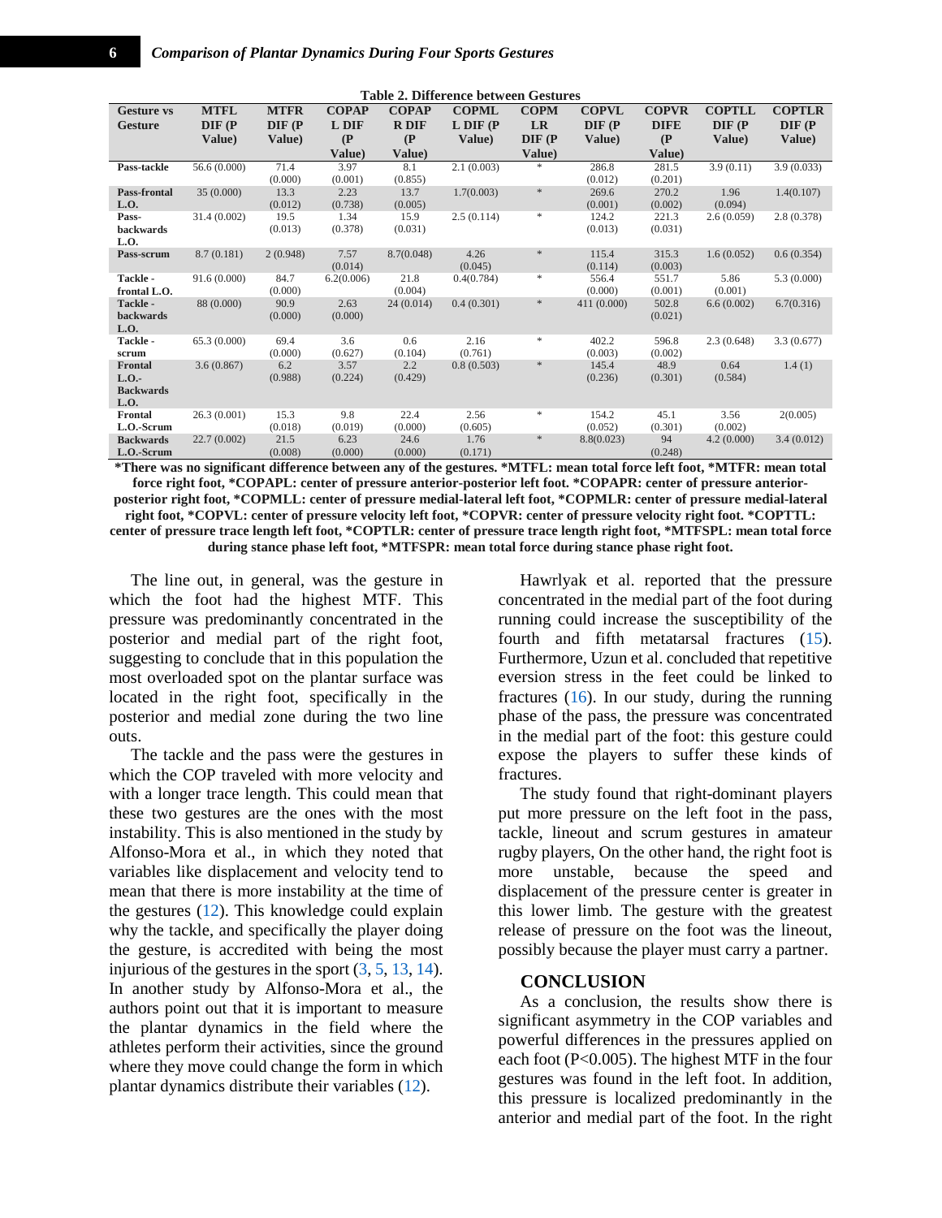**Table 2. Difference between Gestures**

| Gesture vs Gesture | MTFL DIF (P Value) | MTFR DIF (P Value) | COPAP L DIF (P Value) | COPAP R DIF (P Value) | COPML L DIF (P Value) | COPM LR DIF (P Value) | COPVL DIF (P Value) | COPVR DIFE (P Value) | COPTLL DIF (P Value) | COPTLR DIF (P Value) |
|---|---|---|---|---|---|---|---|---|---|---|
| **Pass-tackle** | 56.6 (0.000) | 71.4 (0.000) | 3.97 (0.001) | 8.1 (0.855) | 2.1 (0.003) | * | 286.8 (0.012) | 281.5 (0.201) | 3.9 (0.11) | 3.9 (0.033) |
| **Pass-frontal L.O.** | 35 (0.000) | 13.3 (0.012) | 2.23 (0.738) | 13.7 (0.005) | 1.7(0.003) | * | 269.6 (0.001) | 270.2 (0.002) | 1.96 (0.094) | 1.4(0.107) |
| **Pass-backwards L.O.** | 31.4 (0.002) | 19.5 (0.013) | 1.34 (0.378) | 15.9 (0.031) | 2.5 (0.114) | * | 124.2 (0.013) | 221.3 (0.031) | 2.6 (0.059) | 2.8 (0.378) |
| **Pass-scrum** | 8.7 (0.181) | 2 (0.948) | 7.57 (0.014) | 8.7(0.048) | 4.26 (0.045) | * | 115.4 (0.114) | 315.3 (0.003) | 1.6 (0.052) | 0.6 (0.354) |
| **Tackle - frontal L.O.** | 91.6 (0.000) | 84.7 (0.000) | 6.2(0.006) | 21.8 (0.004) | 0.4(0.784) | * | 556.4 (0.000) | 551.7 (0.001) | 5.86 (0.001) | 5.3 (0.000) |
| **Tackle - backwards L.O.** | 88 (0.000) | 90.9 (0.000) | 2.63 (0.000) | 24 (0.014) | 0.4 (0.301) | * | 411 (0.000) | 502.8 (0.021) | 6.6 (0.002) | 6.7(0.316) |
| **Tackle - scrum** | 65.3 (0.000) | 69.4 (0.000) | 3.6 (0.627) | 0.6 (0.104) | 2.16 (0.761) | * | 402.2 (0.003) | 596.8 (0.002) | 2.3 (0.648) | 3.3 (0.677) |
| **Frontal L.O.-Backwards L.O.** | 3.6 (0.867) | 6.2 (0.988) | 3.57 (0.224) | 2.2 (0.429) | 0.8 (0.503) | * | 145.4 (0.236) | 48.9 (0.301) | 0.64 (0.584) | 1.4 (1) |
| **Frontal L.O.-Scrum** | 26.3 (0.001) | 15.3 (0.018) | 9.8 (0.019) | 22.4 (0.000) | 2.56 (0.605) | * | 154.2 (0.052) | 45.1 (0.301) | 3.56 (0.002) | 2(0.005) |
| **Backwards L.O.-Scrum** | 22.7 (0.002) | 21.5 (0.008) | 6.23 (0.000) | 24.6 (0.000) | 1.76 (0.171) | * | 8.8(0.023) | 94 (0.248) | 4.2 (0.000) | 3.4 (0.012) |

**\*There was no significant difference between any of the gestures. \*MTFL: mean total force left foot, \*MTFR: mean total force right foot, \*COPAPL: center of pressure anterior-posterior left foot. \*COPAPR: center of pressure anterior-posterior right foot, \*COPMLL: center of pressure medial-lateral left foot, \*COPMLR: center of pressure medial-lateral right foot, \*COPVL: center of pressure velocity left foot, \*COPVR: center of pressure velocity right foot. \*COPTTL: center of pressure trace length left foot, \*COPTLR: center of pressure trace length right foot, \*MTFSPL: mean total force during stance phase left foot, \*MTFSPR: mean total force during stance phase right foot.**

The line out, in general, was the gesture in which the foot had the highest MTF. This pressure was predominantly concentrated in the posterior and medial part of the right foot, suggesting to conclude that in this population the most overloaded spot on the plantar surface was located in the right foot, specifically in the posterior and medial zone during the two line outs.

The tackle and the pass were the gestures in which the COP traveled with more velocity and with a longer trace length. This could mean that these two gestures are the ones with the most instability. This is also mentioned in the study by Alfonso-Mora et al., in which they noted that variables like displacement and velocity tend to mean that there is more instability at the time of the gestures (12). This knowledge could explain why the tackle, and specifically the player doing the gesture, is accredited with being the most injurious of the gestures in the sport (3, 5, 13, 14). In another study by Alfonso-Mora et al., the authors point out that it is important to measure the plantar dynamics in the field where the athletes perform their activities, since the ground where they move could change the form in which plantar dynamics distribute their variables (12).

Hawrlyak et al. reported that the pressure concentrated in the medial part of the foot during running could increase the susceptibility of the fourth and fifth metatarsal fractures (15). Furthermore, Uzun et al. concluded that repetitive eversion stress in the feet could be linked to fractures (16). In our study, during the running phase of the pass, the pressure was concentrated in the medial part of the foot: this gesture could expose the players to suffer these kinds of fractures.

The study found that right-dominant players put more pressure on the left foot in the pass, tackle, lineout and scrum gestures in amateur rugby players, On the other hand, the right foot is more unstable, because the speed and displacement of the pressure center is greater in this lower limb. The gesture with the greatest release of pressure on the foot was the lineout, possibly because the player must carry a partner.

## CONCLUSION

As a conclusion, the results show there is significant asymmetry in the COP variables and powerful differences in the pressures applied on each foot (P<0.005). The highest MTF in the four gestures was found in the left foot. In addition, this pressure is localized predominantly in the anterior and medial part of the foot. In the right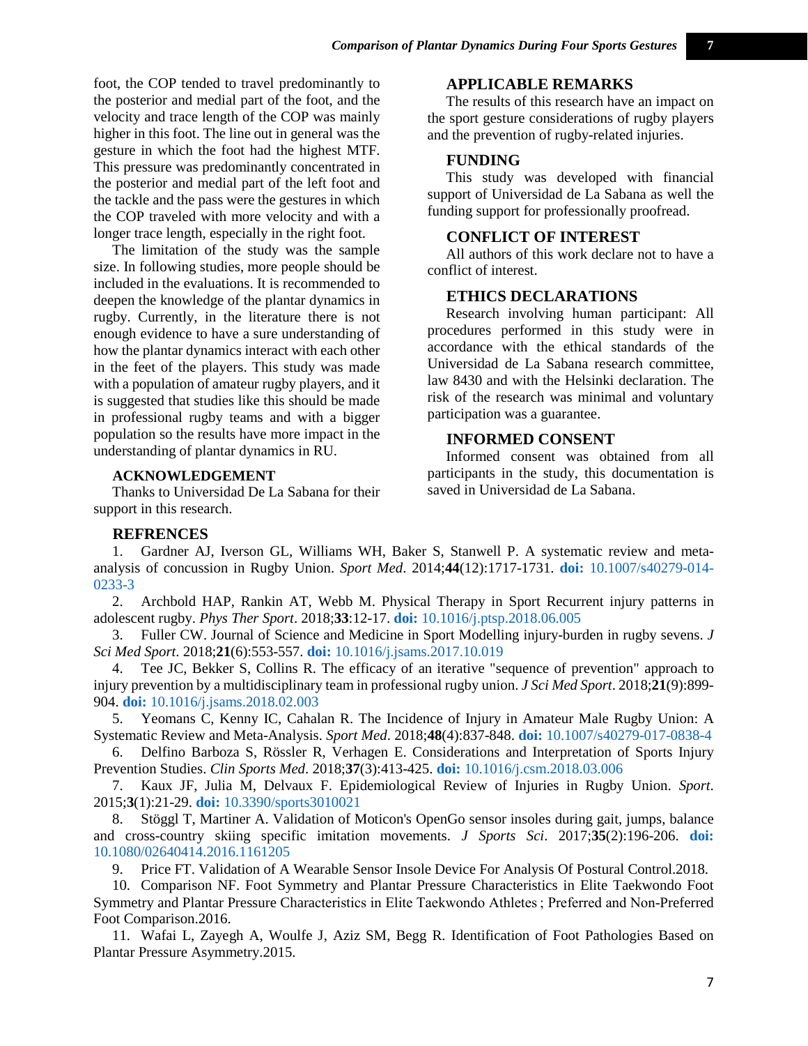foot, the COP tended to travel predominantly to the posterior and medial part of the foot, and the velocity and trace length of the COP was mainly higher in this foot. The line out in general was the gesture in which the foot had the highest MTF. This pressure was predominantly concentrated in the posterior and medial part of the left foot and the tackle and the pass were the gestures in which the COP traveled with more velocity and with a longer trace length, especially in the right foot.

The limitation of the study was the sample size. In following studies, more people should be included in the evaluations. It is recommended to deepen the knowledge of the plantar dynamics in rugby. Currently, in the literature there is not enough evidence to have a sure understanding of how the plantar dynamics interact with each other in the feet of the players. This study was made with a population of amateur rugby players, and it is suggested that studies like this should be made in professional rugby teams and with a bigger population so the results have more impact in the understanding of plantar dynamics in RU.

### ACKNOWLEDGEMENT

Thanks to Universidad De La Sabana for their support in this research.

## APPLICABLE REMARKS

The results of this research have an impact on the sport gesture considerations of rugby players and the prevention of rugby-related injuries.

## FUNDING

This study was developed with financial support of Universidad de La Sabana as well the funding support for professionally proofread.

## CONFLICT OF INTEREST

All authors of this work declare not to have a conflict of interest.

## ETHICS DECLARATIONS

Research involving human participant: All procedures performed in this study were in accordance with the ethical standards of the Universidad de La Sabana research committee, law 8430 and with the Helsinki declaration. The risk of the research was minimal and voluntary participation was a guarantee.

## INFORMED CONSENT

Informed consent was obtained from all participants in the study, this documentation is saved in Universidad de La Sabana.

### REFRENCES

1. Gardner AJ, Iverson GL, Williams WH, Baker S, Stanwell P. A systematic review and meta-analysis of concussion in Rugby Union. *Sport Med*. 2014;**44**(12):1717-1731. **doi:** 10.1007/s40279-014-0233-3
2. Archbold HAP, Rankin AT, Webb M. Physical Therapy in Sport Recurrent injury patterns in adolescent rugby. *Phys Ther Sport*. 2018;**33**:12-17. **doi:** 10.1016/j.ptsp.2018.06.005
3. Fuller CW. Journal of Science and Medicine in Sport Modelling injury-burden in rugby sevens. *J Sci Med Sport*. 2018;**21**(6):553-557. **doi:** 10.1016/j.jsams.2017.10.019
4. Tee JC, Bekker S, Collins R. The efficacy of an iterative "sequence of prevention" approach to injury prevention by a multidisciplinary team in professional rugby union. *J Sci Med Sport*. 2018;**21**(9):899-904. **doi:** 10.1016/j.jsams.2018.02.003
5. Yeomans C, Kenny IC, Cahalan R. The Incidence of Injury in Amateur Male Rugby Union: A Systematic Review and Meta-Analysis. *Sport Med*. 2018;**48**(4):837-848. **doi:** 10.1007/s40279-017-0838-4
6. Delfino Barboza S, Rössler R, Verhagen E. Considerations and Interpretation of Sports Injury Prevention Studies. *Clin Sports Med*. 2018;**37**(3):413-425. **doi:** 10.1016/j.csm.2018.03.006
7. Kaux JF, Julia M, Delvaux F. Epidemiological Review of Injuries in Rugby Union. *Sport*. 2015;**3**(1):21-29. **doi:** 10.3390/sports3010021
8. Stöggl T, Martiner A. Validation of Moticon's OpenGo sensor insoles during gait, jumps, balance and cross-country skiing specific imitation movements. *J Sports Sci*. 2017;**35**(2):196-206. **doi:** 10.1080/02640414.2016.1161205
9. Price FT. Validation of A Wearable Sensor Insole Device For Analysis Of Postural Control.2018.
10. Comparison NF. Foot Symmetry and Plantar Pressure Characteristics in Elite Taekwondo Foot Symmetry and Plantar Pressure Characteristics in Elite Taekwondo Athletes ; Preferred and Non-Preferred Foot Comparison.2016.
11. Wafai L, Zayegh A, Woulfe J, Aziz SM, Begg R. Identification of Foot Pathologies Based on Plantar Pressure Asymmetry.2015.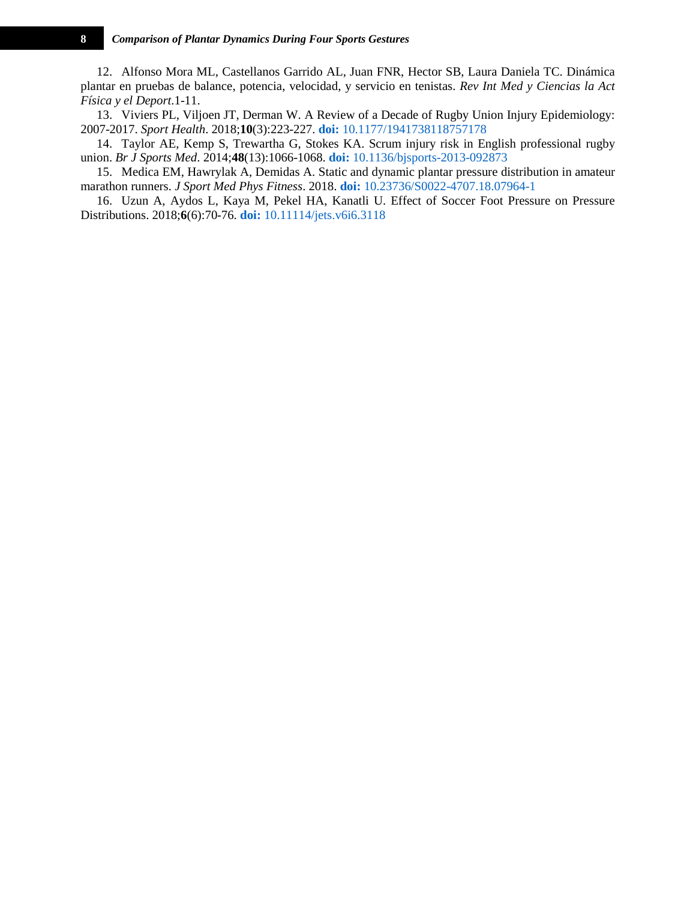12. Alfonso Mora ML, Castellanos Garrido AL, Juan FNR, Hector SB, Laura Daniela TC. Dinámica plantar en pruebas de balance, potencia, velocidad, y servicio en tenistas. *Rev Int Med y Ciencias la Act Física y el Deport*.1-11.

13. Viviers PL, Viljoen JT, Derman W. A Review of a Decade of Rugby Union Injury Epidemiology: 2007-2017. *Sport Health*. 2018;**10**(3):223-227. **doi:** 10.1177/1941738118757178

14. Taylor AE, Kemp S, Trewartha G, Stokes KA. Scrum injury risk in English professional rugby union. *Br J Sports Med*. 2014;**48**(13):1066-1068. **doi:** 10.1136/bjsports-2013-092873

15. Medica EM, Hawrylak A, Demidas A. Static and dynamic plantar pressure distribution in amateur marathon runners. *J Sport Med Phys Fitness*. 2018. **doi:** 10.23736/S0022-4707.18.07964-1

16. Uzun A, Aydos L, Kaya M, Pekel HA, Kanatli U. Effect of Soccer Foot Pressure on Pressure Distributions. 2018;**6**(6):70-76. **doi:** 10.11114/jets.v6i6.3118